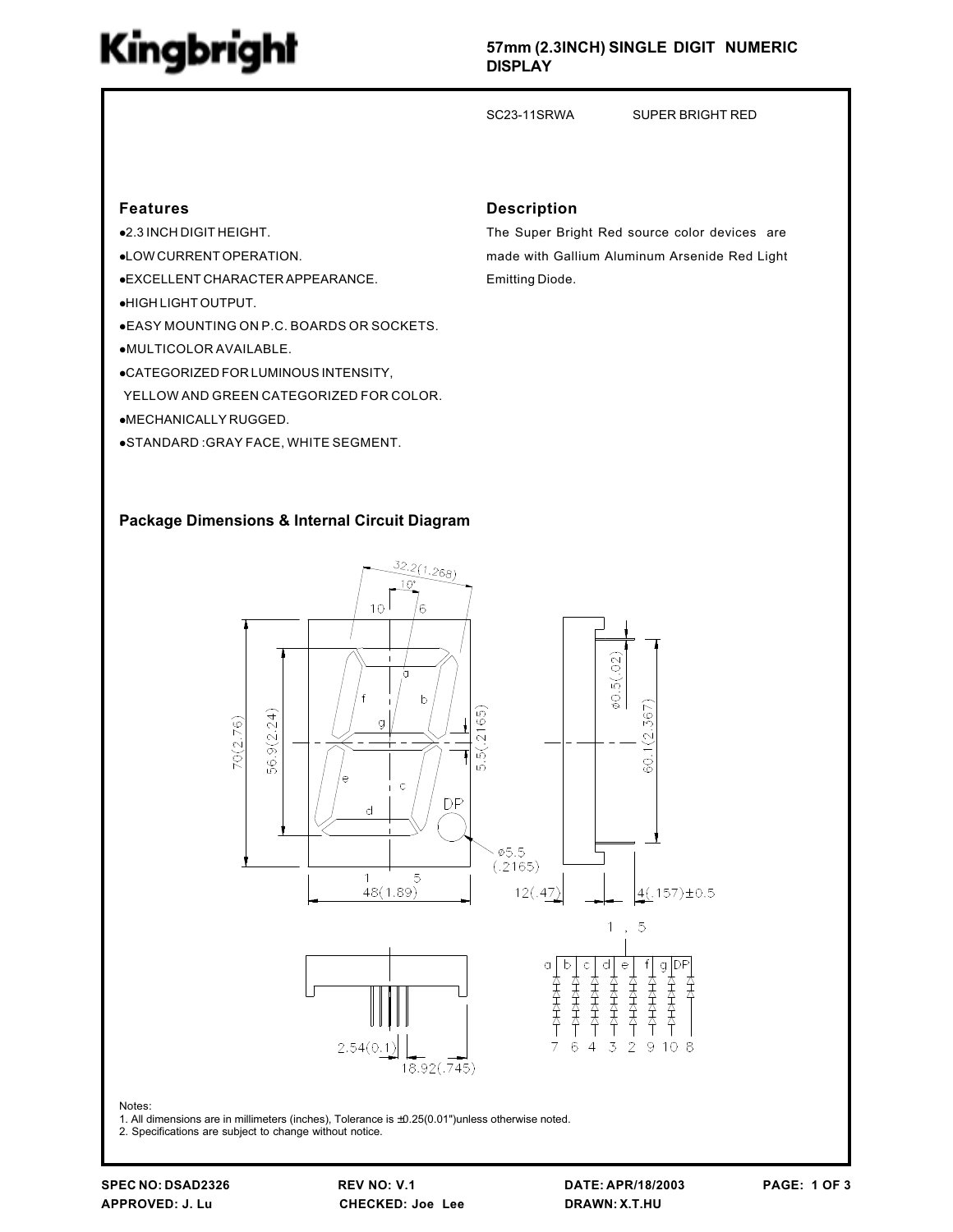# Kingbright

**57mm (2.3INCH) SINGLE DIGIT NUMERIC DISPLAY**

SC23-11SRWA SUPER BRIGHT RED

## Features

- 2.3 INCH DIGIT HEIGHT.
- LOW CURRENT OPERATION.
- EXCELLENT CHARACTER APPEARANCE.
- HIGH LIGHT OUTPUT.
- EASY MOUNTING ON P.C. BOARDS OR SOCKETS.
- MULTICOLOR AVAILABLE.
- CATEGORIZED FOR LUMINOUS INTENSITY, YELLOW AND GREEN CATEGORIZED FOR COLOR.
- MECHANICALLY RUGGED.
- STANDARD :GRAY FACE, WHITE SEGMENT.

## Description

The Super Bright Red source color devices are made with Gallium Aluminum Arsenide Red Light Emitting Diode.

## Package Dimensions & Internal Circuit Diagram

Notes:
1. All dimensions are in millimeters (inches), Tolerance is ±0.25(0.01")unless otherwise noted.
2. Specifications are subject to change without notice.

SPEC NO: DSAD2326 REV NO: V.1 DATE: APR/18/2003
APPROVED: J. Lu CHECKED: Joe Lee DRAWN: X.T.HU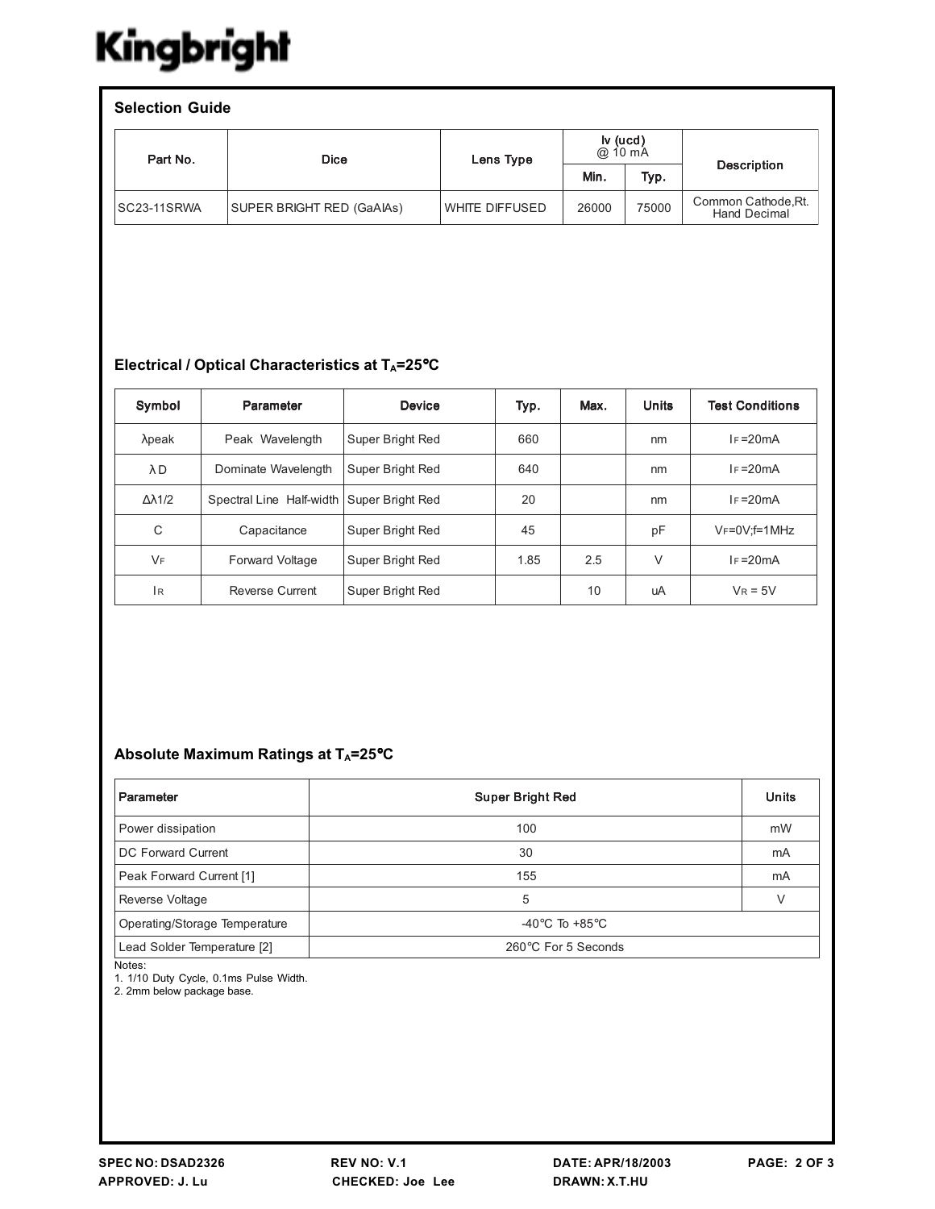Kingbright

## Selection Guide

| Part No. | Dice | Lens Type | Iv (ucd) @ 10 mA | | Description |
|---|---|---|---|---|---|
| | | | Min. | Typ. | |
| SC23-11SRWA | SUPER BRIGHT RED (GaAlAs) | WHITE DIFFUSED | 26000 | 75000 | Common Cathode,Rt. Hand Decimal |

## Electrical / Optical Characteristics at $T_A$=25°C

| Symbol | Parameter | Device | Typ. | Max. | Units | Test Conditions |
|---|---|---|---|---|---|---|
| λpeak | Peak Wavelength | Super Bright Red | 660 | | nm | $I_F$=20mA |
| λD | Dominate Wavelength | Super Bright Red | 640 | | nm | $I_F$=20mA |
| Δλ1/2 | Spectral Line Half-width | Super Bright Red | 20 | | nm | $I_F$=20mA |
| C | Capacitance | Super Bright Red | 45 | | pF | $V_F$=0V;f=1MHz |
| $V_F$ | Forward Voltage | Super Bright Red | 1.85 | 2.5 | V | $I_F$=20mA |
| $I_R$ | Reverse Current | Super Bright Red | | 10 | uA | $V_R$ = 5V |

## Absolute Maximum Ratings at $T_A$=25°C

| Parameter | Super Bright Red | Units |
|---|---|---|
| Power dissipation | 100 | mW |
| DC Forward Current | 30 | mA |
| Peak Forward Current [1] | 155 | mA |
| Reverse Voltage | 5 | V |
| Operating/Storage Temperature | -40°C To +85°C | |
| Lead Solder Temperature [2] | 260°C For 5 Seconds | |

Notes:
1. 1/10 Duty Cycle, 0.1ms Pulse Width.
2. 2mm below package base.

SPEC NO: DSAD2326 REV NO: V.1 DATE: APR/18/2003
APPROVED: J. Lu CHECKED: Joe Lee DRAWN: X.T.HU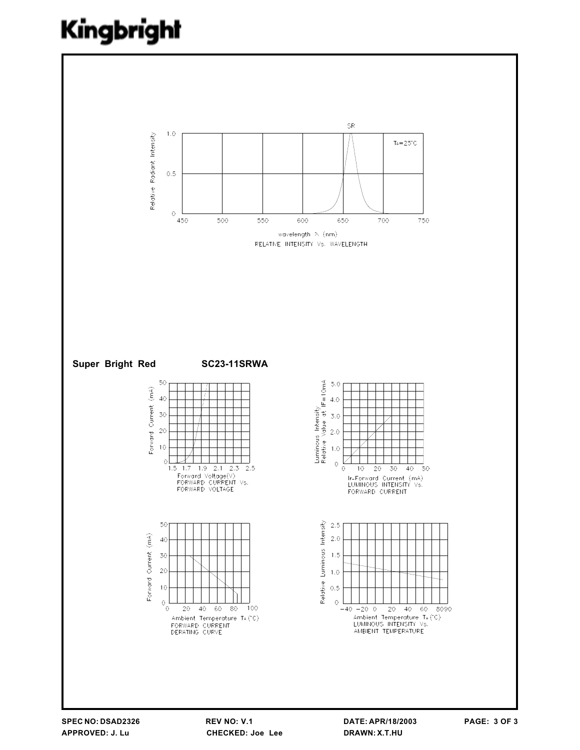SR

1.0

0.5

0

450 500 550 600 650 700 750

$T_A$=25°C

Relative Radiant Intensity

wavelength λ (nm)

RELATIVE INTENSITY Vs. WAVELENGTH

**Super Bright Red** **SC23-11SRWA**

50 40 30 20 10 0

1.5 1.7 1.9 2.1 2.3 2.5

Forward Current (mA)

Forward Voltage(V)

FORWARD CURRENT Vs. FORWARD VOLTAGE

5.0 4.0 3.0 2.0 1.0 0

0 10 20 30 40 50

Luminous Intensity Relative Value at IF=10mA

IF-Forward Current (mA)

LUMINOUS INTENSITY Vs. FORWARD CURRENT

50 40 30 20 10 0

0 20 40 60 80 100

Forward Current (mA)

Ambient Temperature $T_A$ (°C)

FORWARD CURRENT DERATING CURVE

2.5 2.0 1.5 1.0 0.5 0

−40 −20 0 20 40 60 8090

Relative Luminous Intensity

Ambient Temperature $T_A$ (°C)

LUMINOUS INTENSITY Vs. AMBIENT TEMPERATURE

SPEC NO: DSAD2326 REV NO: V.1 DATE: APR/18/2003

APPROVED: J. Lu CHECKED: Joe Lee DRAWN: X.T.HU